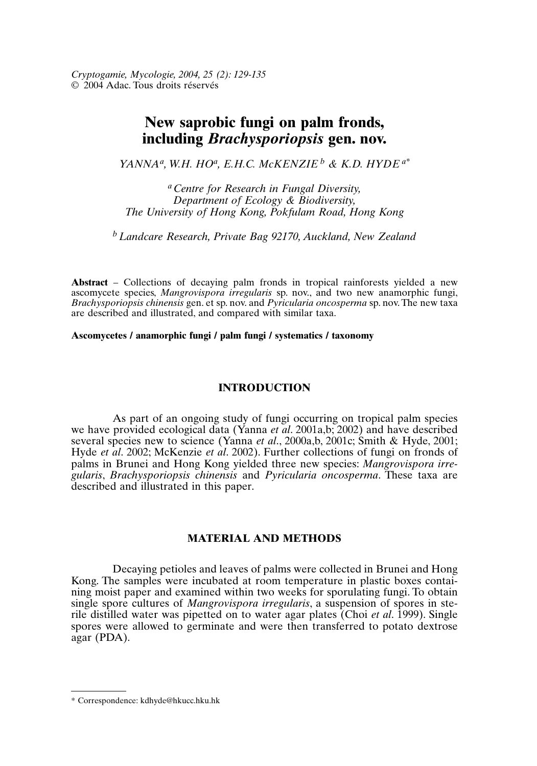Cryptogamie, Mycologie, 2004, 25 (2): 129-135
© 2004 Adac. Tous droits réservés

# New saprobic fungi on palm fronds, including *Brachysporiopsis* gen. nov.

YANNA[a], W.H. HO[a], E.H.C. McKENZIE[b] & K.D. HYDE[a*]

[a] *Centre for Research in Fungal Diversity, Department of Ecology & Biodiversity, The University of Hong Kong, Pokfulam Road, Hong Kong*

[b] *Landcare Research, Private Bag 92170, Auckland, New Zealand*

**Abstract** – Collections of decaying palm fronds in tropical rainforests yielded a new ascomycete species, *Mangrovispora irregularis* sp. nov., and two new anamorphic fungi, *Brachysporiopsis chinensis* gen. et sp. nov. and *Pyricularia oncosperma* sp. nov. The new taxa are described and illustrated, and compared with similar taxa.

**Ascomycetes / anamorphic fungi / palm fungi / systematics / taxonomy**

## INTRODUCTION

As part of an ongoing study of fungi occurring on tropical palm species we have provided ecological data (Yanna *et al*. 2001a,b; 2002) and have described several species new to science (Yanna *et al*., 2000a,b, 2001c; Smith & Hyde, 2001; Hyde *et al*. 2002; McKenzie *et al*. 2002). Further collections of fungi on fronds of palms in Brunei and Hong Kong yielded three new species: *Mangrovispora irregularis*, *Brachysporiopsis chinensis* and *Pyricularia oncosperma*. These taxa are described and illustrated in this paper.

## MATERIAL AND METHODS

Decaying petioles and leaves of palms were collected in Brunei and Hong Kong. The samples were incubated at room temperature in plastic boxes containing moist paper and examined within two weeks for sporulating fungi. To obtain single spore cultures of *Mangrovispora irregularis*, a suspension of spores in sterile distilled water was pipetted on to water agar plates (Choi *et al*. 1999). Single spores were allowed to germinate and were then transferred to potato dextrose agar (PDA).

---

\* Correspondence: kdhyde@hkucc.hku.hk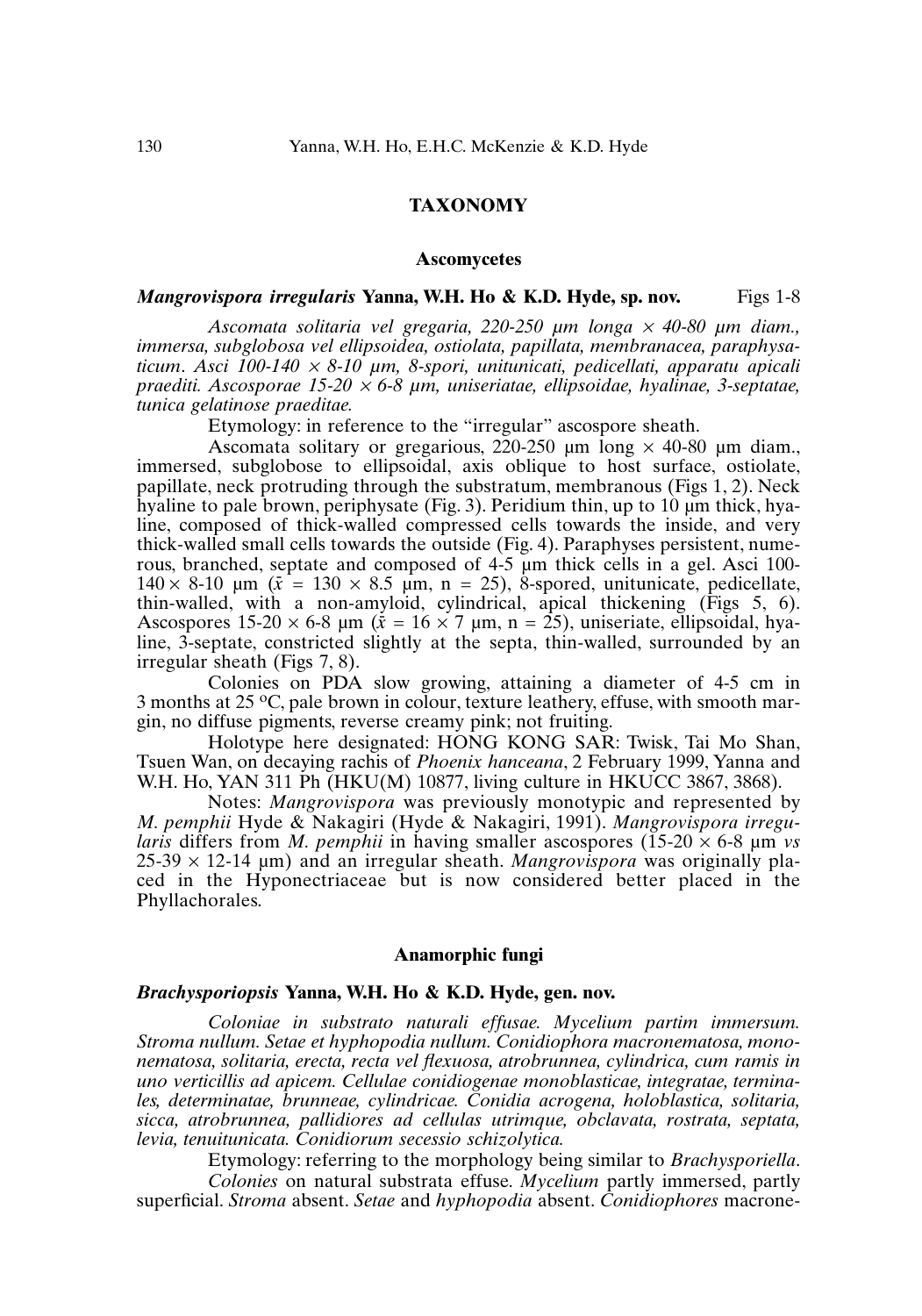## TAXONOMY

### Ascomycetes

***Mangrovispora irregularis*** **Yanna, W.H. Ho & K.D. Hyde, sp. nov.** Figs 1-8

*Ascomata solitaria vel gregaria, 220-250 µm longa × 40-80 µm diam., immersa, subglobosa vel ellipsoidea, ostiolata, papillata, membranacea, paraphysaticum. Asci 100-140 × 8-10 µm, 8-spori, unitunicati, pedicellati, apparatu apicali praediti. Ascosporae 15-20 × 6-8 µm, uniseriatae, ellipsoidae, hyalinae, 3-septatae, tunica gelatinose praeditae.*

Etymology: in reference to the "irregular" ascospore sheath.

Ascomata solitary or gregarious, 220-250 µm long × 40-80 µm diam., immersed, subglobose to ellipsoidal, axis oblique to host surface, ostiolate, papillate, neck protruding through the substratum, membranous (Figs 1, 2). Neck hyaline to pale brown, periphysate (Fig. 3). Peridium thin, up to 10 µm thick, hyaline, composed of thick-walled compressed cells towards the inside, and very thick-walled small cells towards the outside (Fig. 4). Paraphyses persistent, numerous, branched, septate and composed of 4-5 µm thick cells in a gel. Asci 100-140 × 8-10 µm ($\bar{x}$ = 130 × 8.5 µm, n = 25), 8-spored, unitunicate, pedicellate, thin-walled, with a non-amyloid, cylindrical, apical thickening (Figs 5, 6). Ascospores 15-20 × 6-8 µm ($\bar{x}$ = 16 × 7 µm, n = 25), uniseriate, ellipsoidal, hyaline, 3-septate, constricted slightly at the septa, thin-walled, surrounded by an irregular sheath (Figs 7, 8).

Colonies on PDA slow growing, attaining a diameter of 4-5 cm in 3 months at 25 °C, pale brown in colour, texture leathery, effuse, with smooth margin, no diffuse pigments, reverse creamy pink; not fruiting.

Holotype here designated: HONG KONG SAR: Twisk, Tai Mo Shan, Tsuen Wan, on decaying rachis of *Phoenix hanceana*, 2 February 1999, Yanna and W.H. Ho, YAN 311 Ph (HKU(M) 10877, living culture in HKUCC 3867, 3868).

Notes: *Mangrovispora* was previously monotypic and represented by *M. pemphii* Hyde & Nakagiri (Hyde & Nakagiri, 1991). *Mangrovispora irregularis* differs from *M. pemphii* in having smaller ascospores (15-20 × 6-8 µm *vs* 25-39 × 12-14 µm) and an irregular sheath. *Mangrovispora* was originally placed in the Hyponectriaceae but is now considered better placed in the Phyllachorales.

### Anamorphic fungi

***Brachysporiopsis*** **Yanna, W.H. Ho & K.D. Hyde, gen. nov.**

*Coloniae in substrato naturali effusae. Mycelium partim immersum. Stroma nullum. Setae et hyphopodia nullum. Conidiophora macronematosa, mononematosa, solitaria, erecta, recta vel flexuosa, atrobrunnea, cylindrica, cum ramis in uno verticillis ad apicem. Cellulae conidiogenae monoblasticae, integratae, terminales, determinatae, brunneae, cylindricae. Conidia acrogena, holoblastica, solitaria, sicca, atrobrunnea, pallidiores ad cellulas utrimque, obclavata, rostrata, septata, levia, tenuitunicata. Conidiorum secessio schizolytica.*

Etymology: referring to the morphology being similar to *Brachysporiella*.

*Colonies* on natural substrata effuse. *Mycelium* partly immersed, partly superficial. *Stroma* absent. *Setae* and *hyphopodia* absent. *Conidiophores* macrone-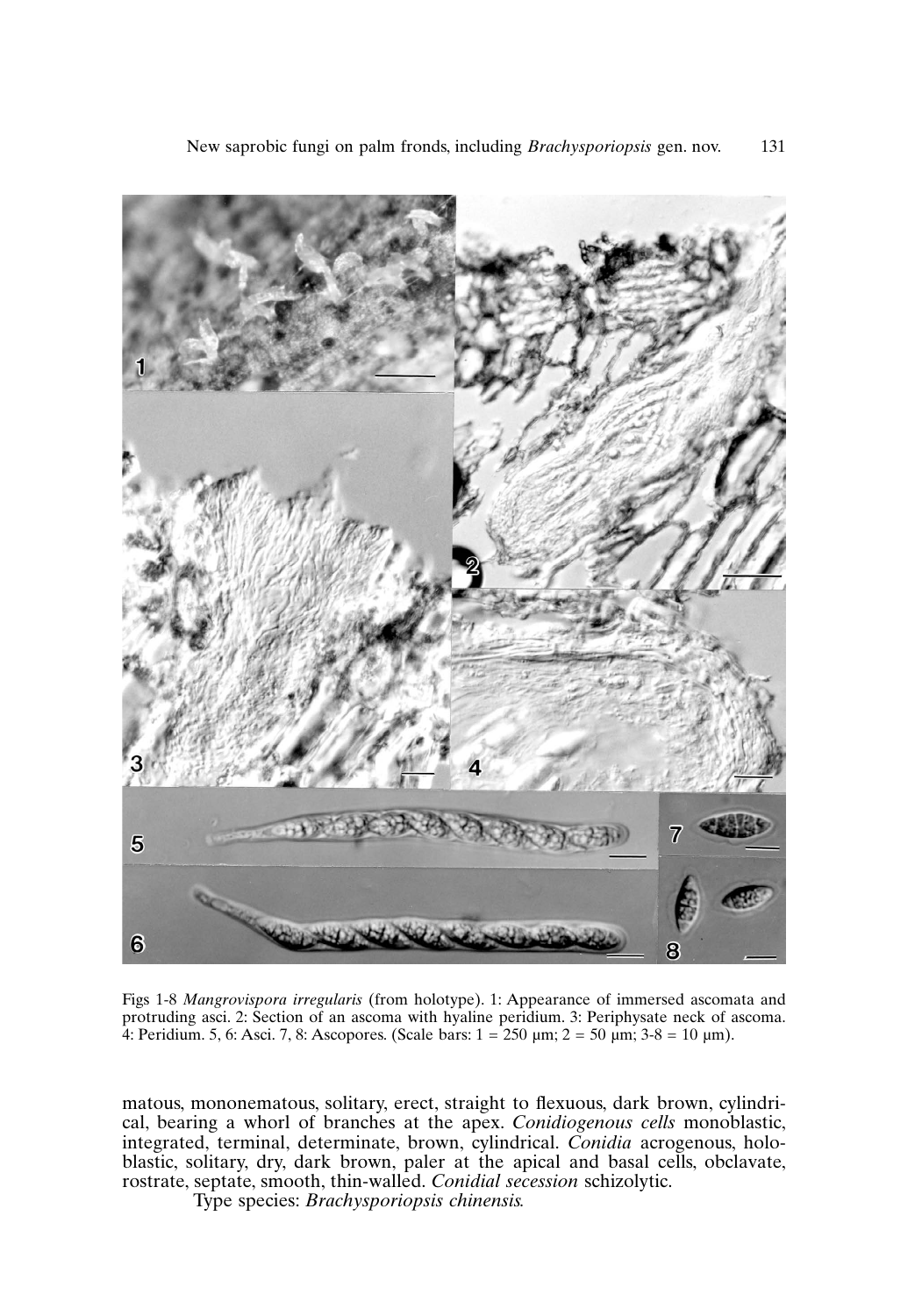Figs 1-8 *Mangrovispora irregularis* (from holotype). 1: Appearance of immersed ascomata and protruding asci. 2: Section of an ascoma with hyaline peridium. 3: Periphysate neck of ascoma. 4: Peridium. 5, 6: Asci. 7, 8: Ascopores. (Scale bars: 1 = 250 µm; 2 = 50 µm; 3-8 = 10 µm).

matous, mononematous, solitary, erect, straight to flexuous, dark brown, cylindrical, bearing a whorl of branches at the apex. *Conidiogenous cells* monoblastic, integrated, terminal, determinate, brown, cylindrical. *Conidia* acrogenous, holoblastic, solitary, dry, dark brown, paler at the apical and basal cells, obclavate, rostrate, septate, smooth, thin-walled. *Conidial secession* schizolytic.

Type species: *Brachysporiopsis chinensis*.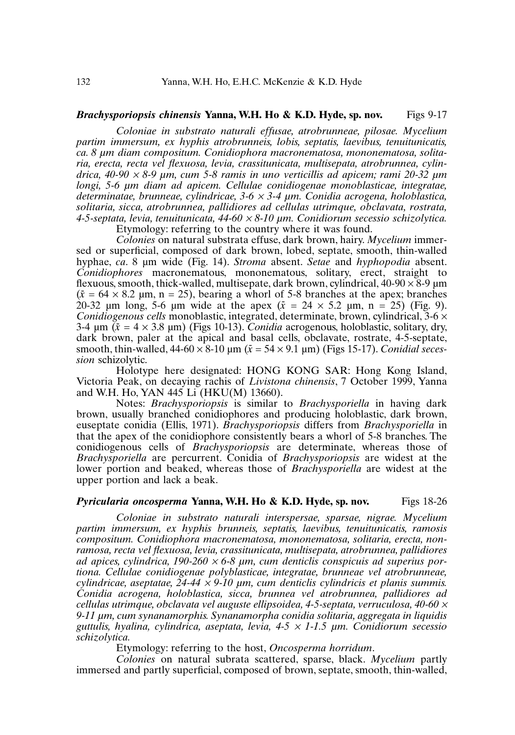***Brachysporiopsis chinensis* Yanna, W.H. Ho & K.D. Hyde, sp. nov.** Figs 9-17

*Coloniae in substrato naturali effusae, atrobrunneae, pilosae. Mycelium partim immersum, ex hyphis atrobrunneis, lobis, septatis, laevibus, tenuitunicatis, ca. 8 µm diam compositum. Conidiophora macronematosa, mononematosa, solitaria, erecta, recta vel flexuosa, levia, crassitunicata, multisepata, atrobrunnea, cylindrica, 40-90 × 8-9 µm, cum 5-8 ramis in uno verticillis ad apicem; rami 20-32 µm longi, 5-6 µm diam ad apicem. Cellulae conidiogenae monoblasticae, integratae, determinatae, brunneae, cylindricae, 3-6 × 3-4 µm. Conidia acrogena, holoblastica, solitaria, sicca, atrobrunnea, pallidiores ad cellulas utrimque, obclavata, rostrata, 4-5-septata, levia, tenuitunicata, 44-60 × 8-10 µm. Conidiorum secessio schizolytica.*

Etymology: referring to the country where it was found.

*Colonies* on natural substrata effuse, dark brown, hairy. *Mycelium* immersed or superficial, composed of dark brown, lobed, septate, smooth, thin-walled hyphae, *ca*. 8 µm wide (Fig. 14). *Stroma* absent. *Setae* and *hyphopodia* absent. *Conidiophores* macronematous, mononematous, solitary, erect, straight to flexuous, smooth, thick-walled, multisepate, dark brown, cylindrical, 40-90 × 8-9 µm ($\bar{x}$ = 64 × 8.2 µm, n = 25), bearing a whorl of 5-8 branches at the apex; branches 20-32 µm long, 5-6 µm wide at the apex ($\bar{x}$ = 24 × 5.2 µm, n = 25) (Fig. 9). *Conidiogenous cells* monoblastic, integrated, determinate, brown, cylindrical, 3-6 × 3-4 µm ($\bar{x}$ = 4 × 3.8 µm) (Figs 10-13). *Conidia* acrogenous, holoblastic, solitary, dry, dark brown, paler at the apical and basal cells, obclavate, rostrate, 4-5-septate, smooth, thin-walled, 44-60 × 8-10 µm ($\bar{x}$ = 54 × 9.1 µm) (Figs 15-17). *Conidial secession* schizolytic.

Holotype here designated: HONG KONG SAR: Hong Kong Island, Victoria Peak, on decaying rachis of *Livistona chinensis*, 7 October 1999, Yanna and W.H. Ho, YAN 445 Li (HKU(M) 13660).

Notes: *Brachysporiopsis* is similar to *Brachysporiella* in having dark brown, usually branched conidiophores and producing holoblastic, dark brown, euseptate conidia (Ellis, 1971). *Brachysporiopsis* differs from *Brachysporiella* in that the apex of the conidiophore consistently bears a whorl of 5-8 branches. The conidiogenous cells of *Brachysporiopsis* are determinate, whereas those of *Brachysporiella* are percurrent. Conidia of *Brachysporiopsis* are widest at the lower portion and beaked, whereas those of *Brachysporiella* are widest at the upper portion and lack a beak.

***Pyricularia oncosperma* Yanna, W.H. Ho & K.D. Hyde, sp. nov.** Figs 18-26

*Coloniae in substrato naturali interspersae, sparsae, nigrae. Mycelium partim immersum, ex hyphis brunneis, septatis, laevibus, tenuitunicatis, ramosis compositum. Conidiophora macronematosa, mononematosa, solitaria, erecta, non-ramosa, recta vel flexuosa, levia, crassitunicata, multisepata, atrobrunnea, pallidiores ad apices, cylindrica, 190-260 × 6-8 µm, cum denticlis conspicuis ad superius portiona. Cellulae conidiogenae polyblasticae, integratae, brunneae vel atrobrunneae, cylindricae, aseptatae, 24-44 × 9-10 µm, cum denticlis cylindricis et planis summis. Conidia acrogena, holoblastica, sicca, brunnea vel atrobrunnea, pallidiores ad cellulas utrimque, obclavata vel auguste ellipsoidea, 4-5-septata, verruculosa, 40-60 × 9-11 µm, cum synanamorphis. Synanamorpha conidia solitaria, aggregata in liquidis guttulis, hyalina, cylindrica, aseptata, levia, 4-5 × 1-1.5 µm. Conidiorum secessio schizolytica.*

Etymology: referring to the host, *Oncosperma horridum*.

*Colonies* on natural subrata scattered, sparse, black. *Mycelium* partly immersed and partly superficial, composed of brown, septate, smooth, thin-walled,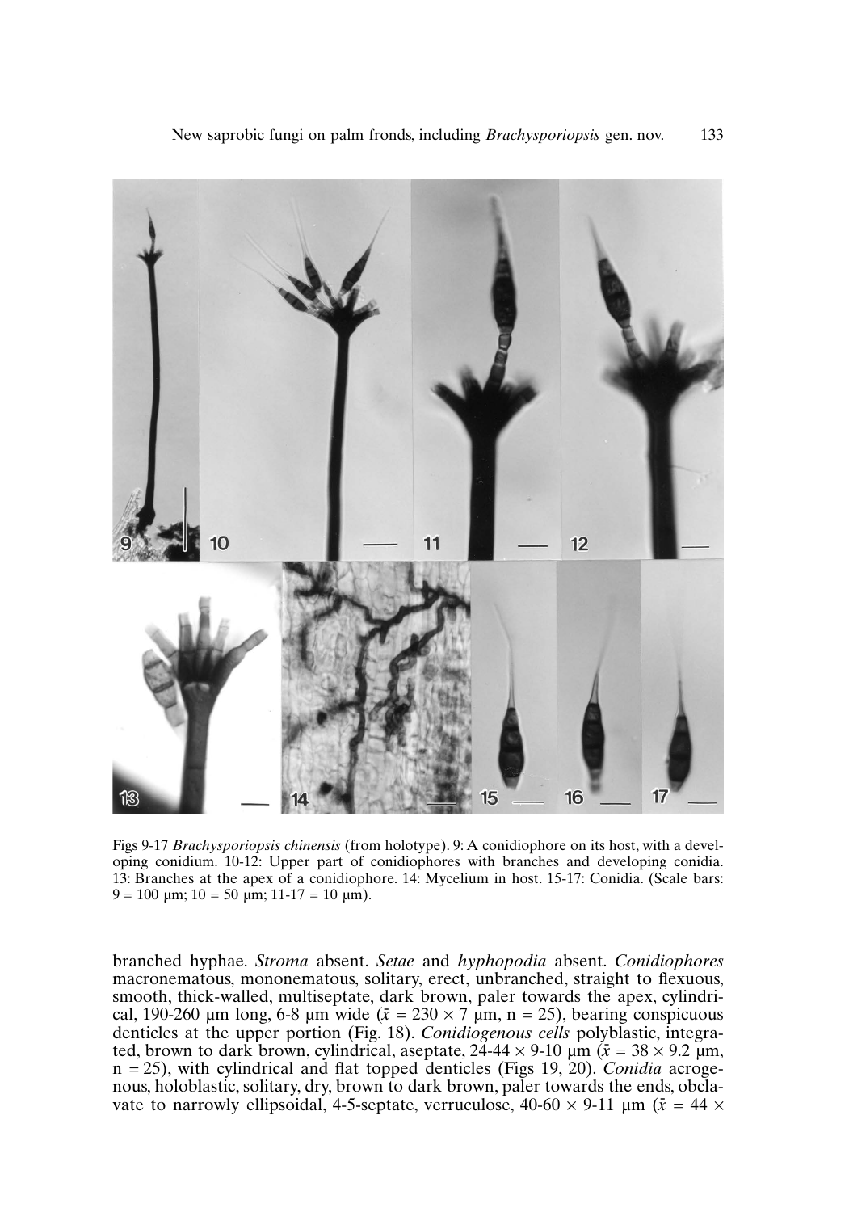Figs 9-17 *Brachysporiopsis chinensis* (from holotype). 9: A conidiophore on its host, with a developing conidium. 10-12: Upper part of conidiophores with branches and developing conidia. 13: Branches at the apex of a conidiophore. 14: Mycelium in host. 15-17: Conidia. (Scale bars: 9 = 100 µm; 10 = 50 µm; 11-17 = 10 µm).

branched hyphae. *Stroma* absent. *Setae* and *hyphopodia* absent. *Conidiophores* macronematous, mononematous, solitary, erect, unbranched, straight to flexuous, smooth, thick-walled, multiseptate, dark brown, paler towards the apex, cylindrical, 190-260 µm long, 6-8 µm wide ($\bar{x}$ = 230 × 7 µm, n = 25), bearing conspicuous denticles at the upper portion (Fig. 18). *Conidiogenous cells* polyblastic, integrated, brown to dark brown, cylindrical, aseptate, 24-44 × 9-10 µm ($\bar{x}$ = 38 × 9.2 µm, n = 25), with cylindrical and flat topped denticles (Figs 19, 20). *Conidia* acrogenous, holoblastic, solitary, dry, brown to dark brown, paler towards the ends, obclavate to narrowly ellipsoidal, 4-5-septate, verruculose, 40-60 × 9-11 µm ($\bar{x}$ = 44 ×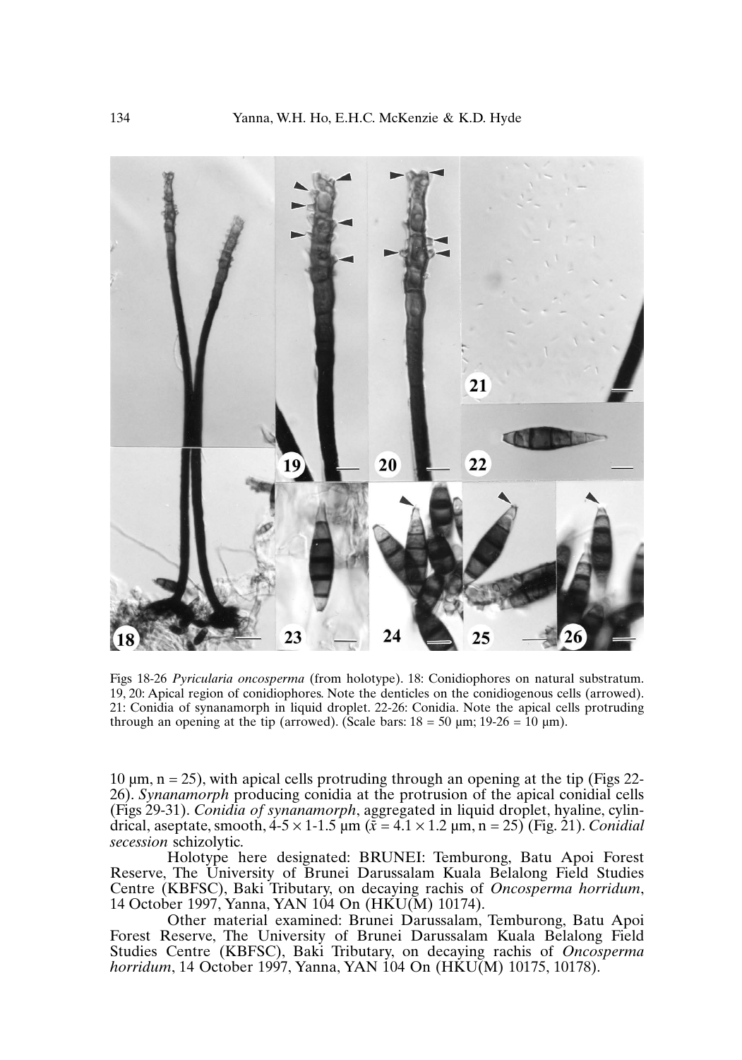Figs 18-26 *Pyricularia oncosperma* (from holotype). 18: Conidiophores on natural substratum. 19, 20: Apical region of conidiophores. Note the denticles on the conidiogenous cells (arrowed). 21: Conidia of synanamorph in liquid droplet. 22-26: Conidia. Note the apical cells protruding through an opening at the tip (arrowed). (Scale bars: 18 = 50 µm; 19-26 = 10 µm).

10 µm, n = 25), with apical cells protruding through an opening at the tip (Figs 22-26). *Synanamorph* producing conidia at the protrusion of the apical conidial cells (Figs 29-31). *Conidia of synanamorph*, aggregated in liquid droplet, hyaline, cylindrical, aseptate, smooth, 4-5 × 1-1.5 µm ($\bar{x}$ = 4.1 × 1.2 µm, n = 25) (Fig. 21). *Conidial secession* schizolytic.

Holotype here designated: BRUNEI: Temburong, Batu Apoi Forest Reserve, The University of Brunei Darussalam Kuala Belalong Field Studies Centre (KBFSC), Baki Tributary, on decaying rachis of *Oncosperma horridum*, 14 October 1997, Yanna, YAN 104 On (HKU(M) 10174).

Other material examined: Brunei Darussalam, Temburong, Batu Apoi Forest Reserve, The University of Brunei Darussalam Kuala Belalong Field Studies Centre (KBFSC), Baki Tributary, on decaying rachis of *Oncosperma horridum*, 14 October 1997, Yanna, YAN 104 On (HKU(M) 10175, 10178).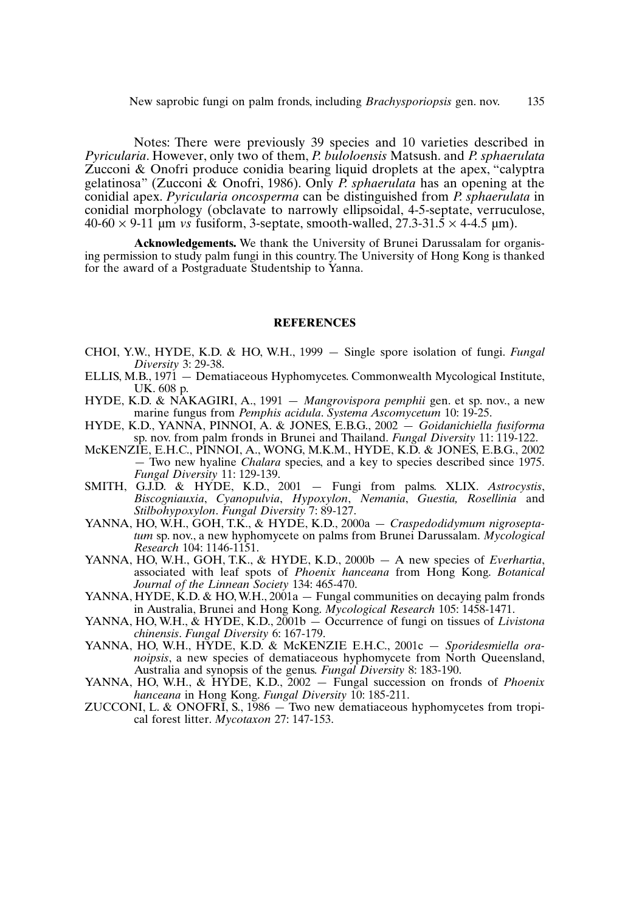Notes: There were previously 39 species and 10 varieties described in *Pyricularia*. However, only two of them, *P. buloloensis* Matsush. and *P. sphaerulata* Zucconi & Onofri produce conidia bearing liquid droplets at the apex, "calyptra gelatinosa" (Zucconi & Onofri, 1986). Only *P. sphaerulata* has an opening at the conidial apex. *Pyricularia oncosperma* can be distinguished from *P. sphaerulata* in conidial morphology (obclavate to narrowly ellipsoidal, 4-5-septate, verruculose, $40\text{-}60 \times 9\text{-}11$ µm *vs* fusiform, 3-septate, smooth-walled, $27.3\text{-}31.5 \times 4\text{-}4.5$ µm).

**Acknowledgements.** We thank the University of Brunei Darussalam for organising permission to study palm fungi in this country. The University of Hong Kong is thanked for the award of a Postgraduate Studentship to Yanna.

## REFERENCES

CHOI, Y.W., HYDE, K.D. & HO, W.H., 1999 — Single spore isolation of fungi. *Fungal Diversity* 3: 29-38.

ELLIS, M.B., 1971 — Dematiaceous Hyphomycetes. Commonwealth Mycological Institute, UK. 608 p.

HYDE, K.D. & NAKAGIRI, A., 1991 — *Mangrovispora pemphii* gen. et sp. nov., a new marine fungus from *Pemphis acidula*. *Systema Ascomycetum* 10: 19-25.

HYDE, K.D., YANNA, PINNOI, A. & JONES, E.B.G., 2002 — *Goidanichiella fusiforma* sp. nov. from palm fronds in Brunei and Thailand. *Fungal Diversity* 11: 119-122.

McKENZIE, E.H.C., PINNOI, A., WONG, M.K.M., HYDE, K.D. & JONES, E.B.G., 2002 — Two new hyaline *Chalara* species, and a key to species described since 1975. *Fungal Diversity* 11: 129-139.

SMITH, G.J.D. & HYDE, K.D., 2001 — Fungi from palms. XLIX. *Astrocystis*, *Biscogniauxia*, *Cyanopulvia*, *Hypoxylon*, *Nemania*, *Guestia, Rosellinia* and *Stilbohypoxylon*. *Fungal Diversity* 7: 89-127.

YANNA, HO, W.H., GOH, T.K., & HYDE, K.D., 2000a — *Craspedodidymum nigroseptatum* sp. nov., a new hyphomycete on palms from Brunei Darussalam. *Mycological Research* 104: 1146-1151.

YANNA, HO, W.H., GOH, T.K., & HYDE, K.D., 2000b — A new species of *Everhartia*, associated with leaf spots of *Phoenix hanceana* from Hong Kong. *Botanical Journal of the Linnean Society* 134: 465-470.

YANNA, HYDE, K.D. & HO, W.H., 2001a — Fungal communities on decaying palm fronds in Australia, Brunei and Hong Kong. *Mycological Research* 105: 1458-1471.

YANNA, HO, W.H., & HYDE, K.D., 2001b — Occurrence of fungi on tissues of *Livistona chinensis*. *Fungal Diversity* 6: 167-179.

YANNA, HO, W.H., HYDE, K.D. & McKENZIE E.H.C., 2001c — *Sporidesmiella oranoipsis*, a new species of dematiaceous hyphomycete from North Queensland, Australia and synopsis of the genus. *Fungal Diversity* 8: 183-190.

YANNA, HO, W.H., & HYDE, K.D., 2002 — Fungal succession on fronds of *Phoenix hanceana* in Hong Kong. *Fungal Diversity* 10: 185-211.

ZUCCONI, L. & ONOFRI, S., 1986 — Two new dematiaceous hyphomycetes from tropical forest litter. *Mycotaxon* 27: 147-153.